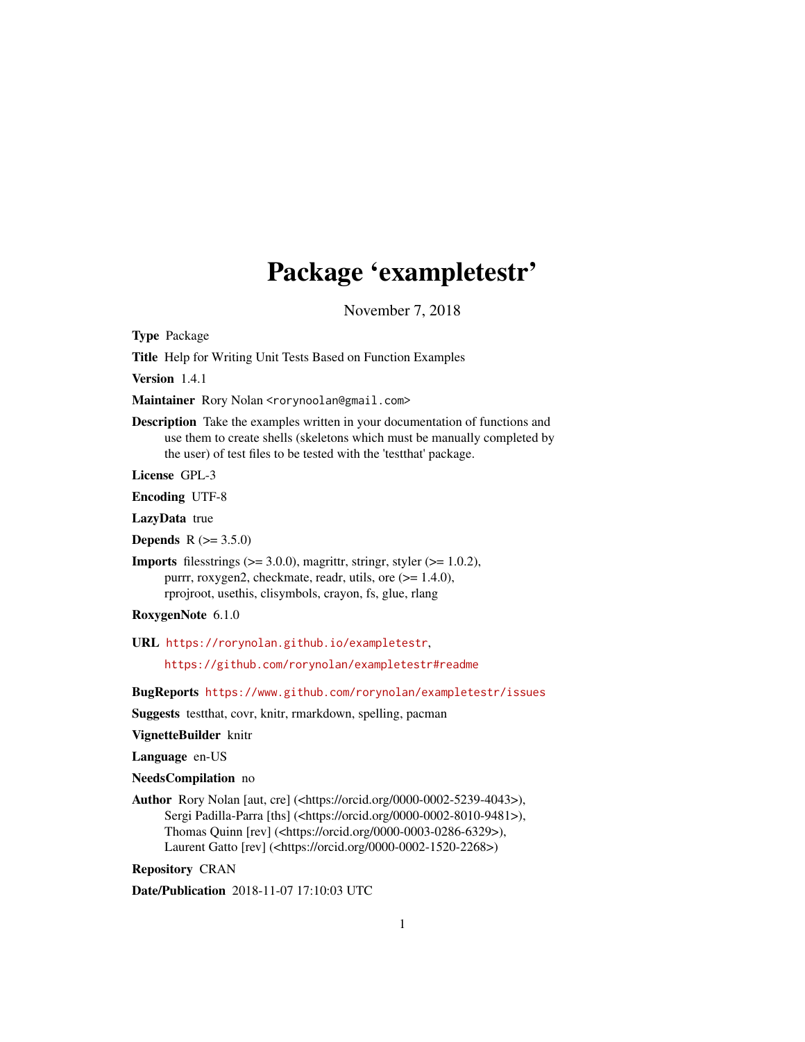# Package 'exampletestr'

November 7, 2018

**Type** Package

**Title** Help for Writing Unit Tests Based on Function Examples

**Version** 1.4.1

**Maintainer** Rory Nolan <rorynoolan@gmail.com>

**Description** Take the examples written in your documentation of functions and use them to create shells (skeletons which must be manually completed by the user) of test files to be tested with the 'testthat' package.

**License** GPL-3

**Encoding** UTF-8

**LazyData** true

**Depends** R (>= 3.5.0)

**Imports** filesstrings (>= 3.0.0), magrittr, stringr, styler (>= 1.0.2), purrr, roxygen2, checkmate, readr, utils, ore (>= 1.4.0), rprojroot, usethis, clisymbols, crayon, fs, glue, rlang

**RoxygenNote** 6.1.0

**URL** https://rorynolan.github.io/exampletestr, https://github.com/rorynolan/exampletestr#readme

**BugReports** https://www.github.com/rorynolan/exampletestr/issues

**Suggests** testthat, covr, knitr, rmarkdown, spelling, pacman

**VignetteBuilder** knitr

**Language** en-US

**NeedsCompilation** no

**Author** Rory Nolan [aut, cre] (<https://orcid.org/0000-0002-5239-4043>), Sergi Padilla-Parra [ths] (<https://orcid.org/0000-0002-8010-9481>), Thomas Quinn [rev] (<https://orcid.org/0000-0003-0286-6329>), Laurent Gatto [rev] (<https://orcid.org/0000-0002-1520-2268>)

**Repository** CRAN

**Date/Publication** 2018-11-07 17:10:03 UTC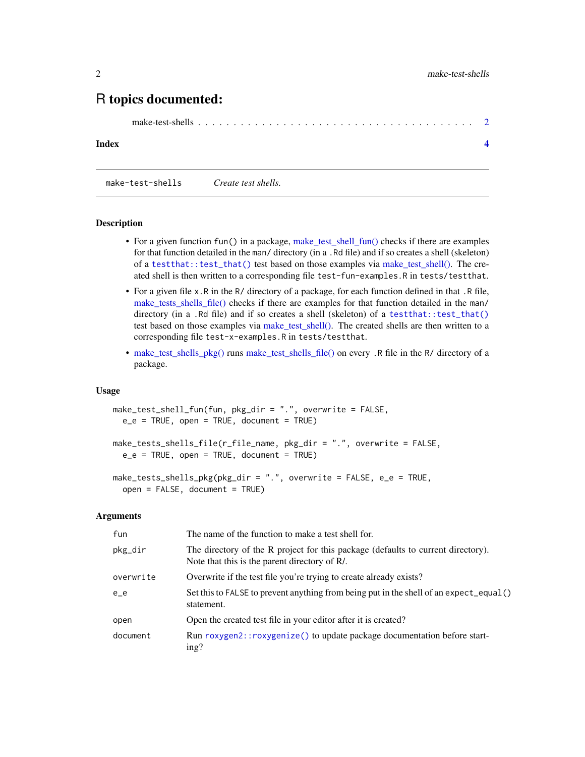# R topics documented:

make-test-shells . . . . . . . . . . . . . . . . . . . . . . . . . . . . . . . . . . . . . 2

**Index** 4

---

`make-test-shells` *Create test shells.*

---

### Description

- For a given function `fun()` in a package, make_test_shell_fun() checks if there are examples for that function detailed in the `man/` directory (in a `.Rd` file) and if so creates a shell (skeleton) of a `testthat::test_that()` test based on those examples via make_test_shell(). The created shell is then written to a corresponding file `test-fun-examples.R` in `tests/testthat`.
- For a given file `x.R` in the `R/` directory of a package, for each function defined in that `.R` file, make_tests_shells_file() checks if there are examples for that function detailed in the `man/` directory (in a `.Rd` file) and if so creates a shell (skeleton) of a `testthat::test_that()` test based on those examples via make_test_shell(). The created shells are then written to a corresponding file `test-x-examples.R` in `tests/testthat`.
- make_test_shells_pkg() runs make_test_shells_file() on every `.R` file in the `R/` directory of a package.

### Usage

```
make_test_shell_fun(fun, pkg_dir = ".", overwrite = FALSE,
  e_e = TRUE, open = TRUE, document = TRUE)

make_tests_shells_file(r_file_name, pkg_dir = ".", overwrite = FALSE,
  e_e = TRUE, open = TRUE, document = TRUE)

make_tests_shells_pkg(pkg_dir = ".", overwrite = FALSE, e_e = TRUE,
  open = FALSE, document = TRUE)
```

### Arguments

| | |
|---|---|
| `fun` | The name of the function to make a test shell for. |
| `pkg_dir` | The directory of the R project for this package (defaults to current directory). Note that this is the parent directory of R/. |
| `overwrite` | Overwrite if the test file you're trying to create already exists? |
| `e_e` | Set this to `FALSE` to prevent anything from being put in the shell of an `expect_equal()` statement. |
| `open` | Open the created test file in your editor after it is created? |
| `document` | Run `roxygen2::roxygenize()` to update package documentation before starting? |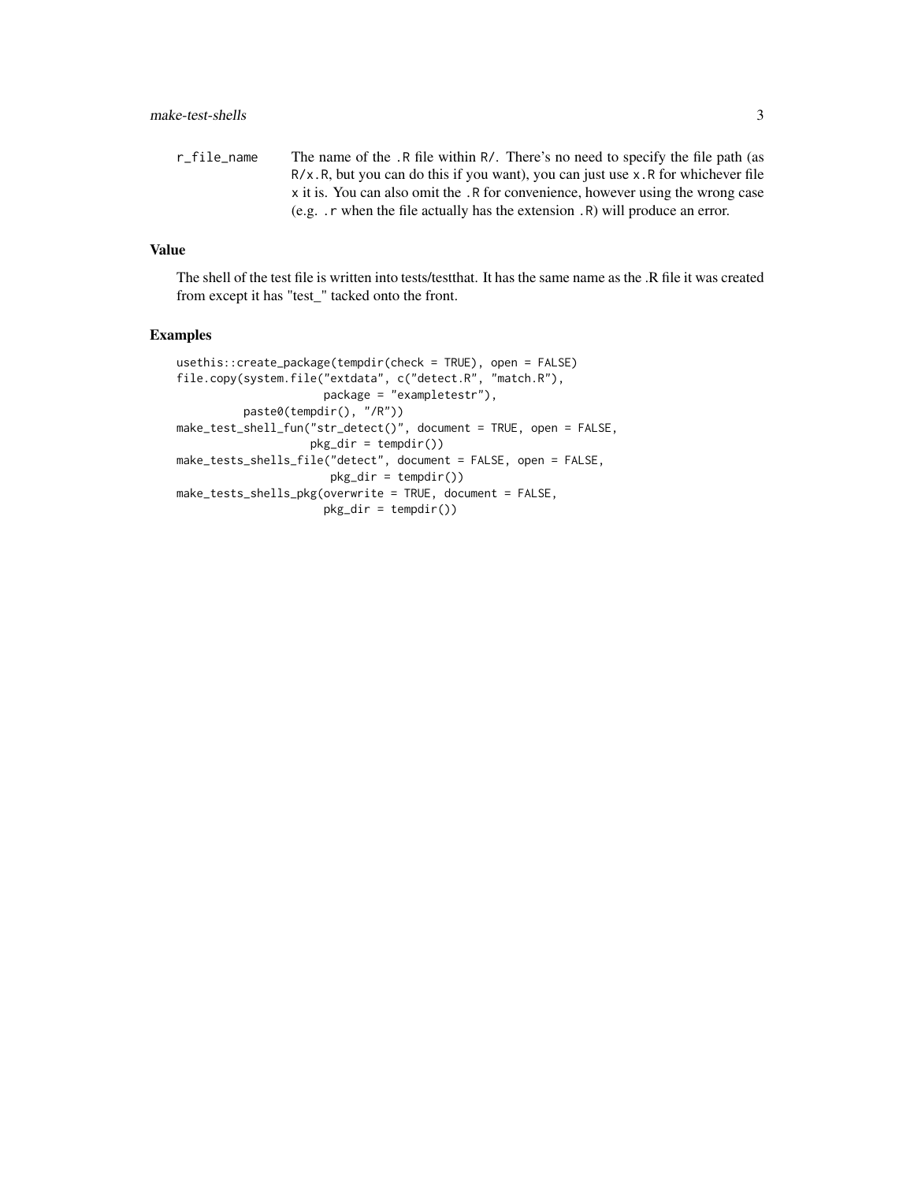| | |
|---|---|
| `r_file_name` | The name of the `.R` file within `R/`. There's no need to specify the file path (as `R/x.R`, but you can do this if you want), you can just use `x.R` for whichever file `x` it is. You can also omit the `.R` for convenience, however using the wrong case (e.g. `.r` when the file actually has the extension `.R`) will produce an error. |

## Value

The shell of the test file is written into tests/testthat. It has the same name as the .R file it was created from except it has "test_" tacked onto the front.

## Examples

```
usethis::create_package(tempdir(check = TRUE), open = FALSE)
file.copy(system.file("extdata", c("detect.R", "match.R"),
                      package = "exampletestr"),
          paste0(tempdir(), "/R"))
make_test_shell_fun("str_detect()", document = TRUE, open = FALSE,
                    pkg_dir = tempdir())
make_tests_shells_file("detect", document = FALSE, open = FALSE,
                       pkg_dir = tempdir())
make_tests_shells_pkg(overwrite = TRUE, document = FALSE,
                      pkg_dir = tempdir())
```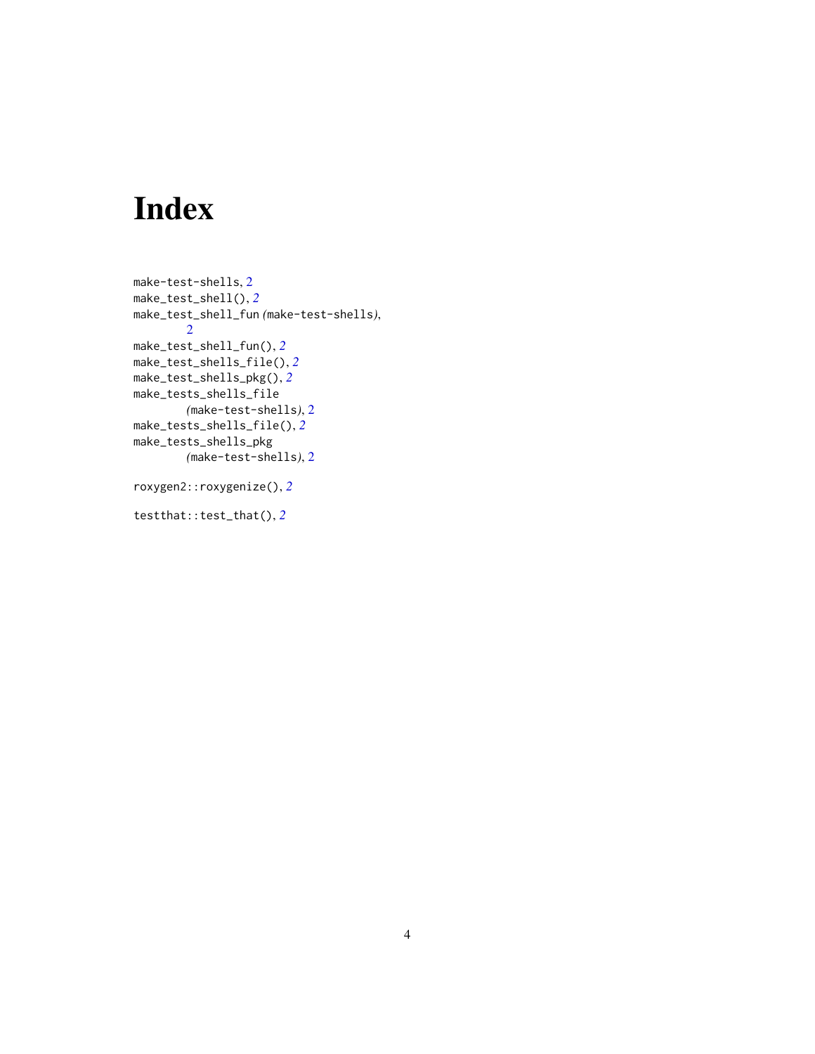# Index

make-test-shells, 2
make_test_shell(), *2*
make_test_shell_fun *(*make-test-shells*)*, 2
make_test_shell_fun(), *2*
make_test_shells_file(), *2*
make_test_shells_pkg(), *2*
make_tests_shells_file *(*make-test-shells*)*, 2
make_tests_shells_file(), *2*
make_tests_shells_pkg *(*make-test-shells*)*, 2

roxygen2::roxygenize(), *2*

testthat::test_that(), *2*